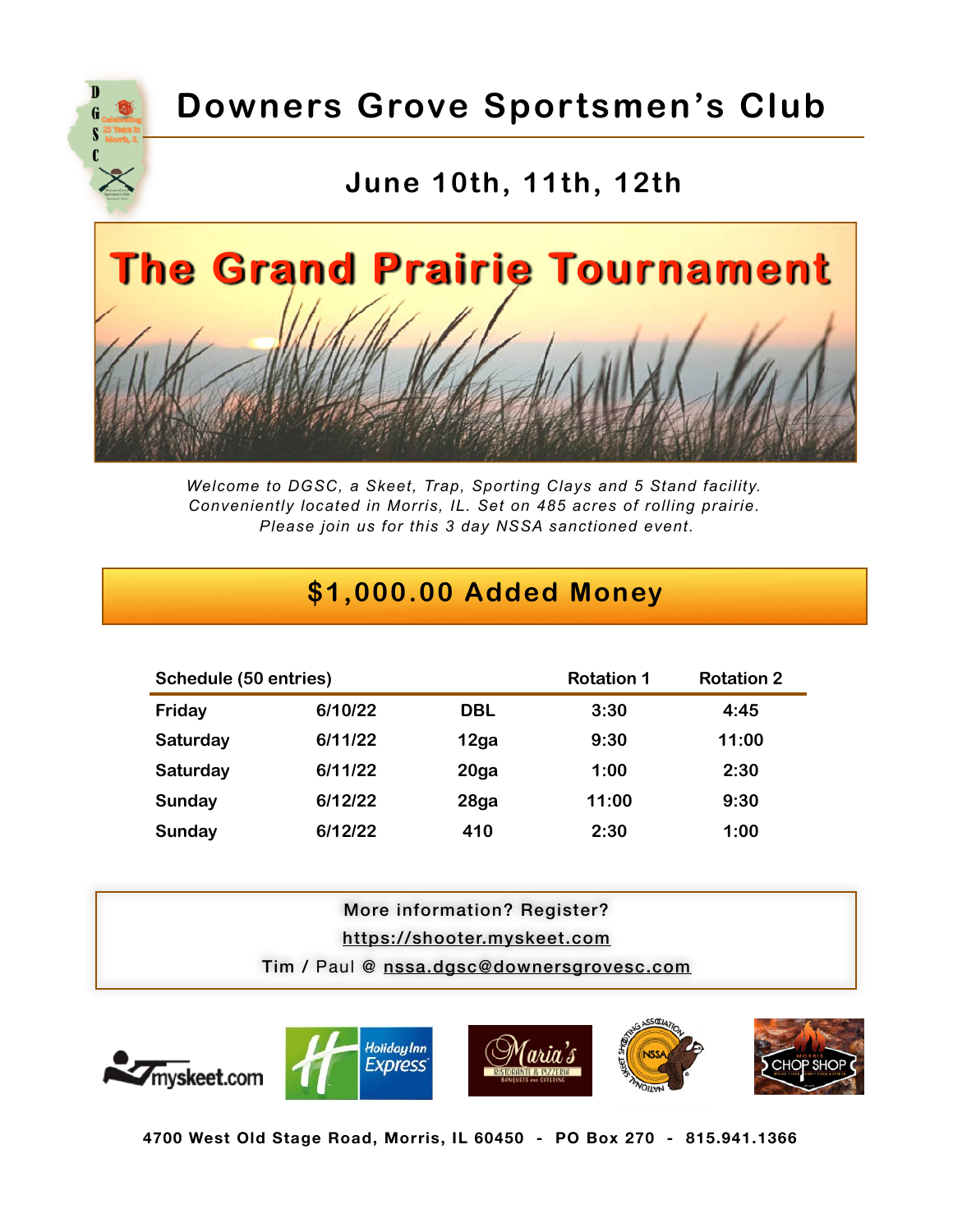# Downers Grove Sportsmen's Club

## June 10th, 11th, 12th

# The Grand Prairie Tournament

*Welcome to DGSC, a Skeet, Trap, Sporting Clays and 5 Stand facility. Conveniently located in Morris, IL. Set on 485 acres of rolling prairie. Please join us for this 3 day NSSA sanctioned event.*

## $1,000.00 Added Money

| Schedule (50 entries) | | | Rotation 1 | Rotation 2 |
|---|---|---|---|---|
| Friday | 6/10/22 | DBL | 3:30 | 4:45 |
| Saturday | 6/11/22 | 12ga | 9:30 | 11:00 |
| Saturday | 6/11/22 | 20ga | 1:00 | 2:30 |
| Sunday | 6/12/22 | 28ga | 11:00 | 9:30 |
| Sunday | 6/12/22 | 410 | 2:30 | 1:00 |

More information? Register?

https://shooter.myskeet.com

Tim / Paul @ nssa.dgsc@downersgrovesc.com

**4700 West Old Stage Road, Morris, IL 60450 - PO Box 270 - 815.941.1366**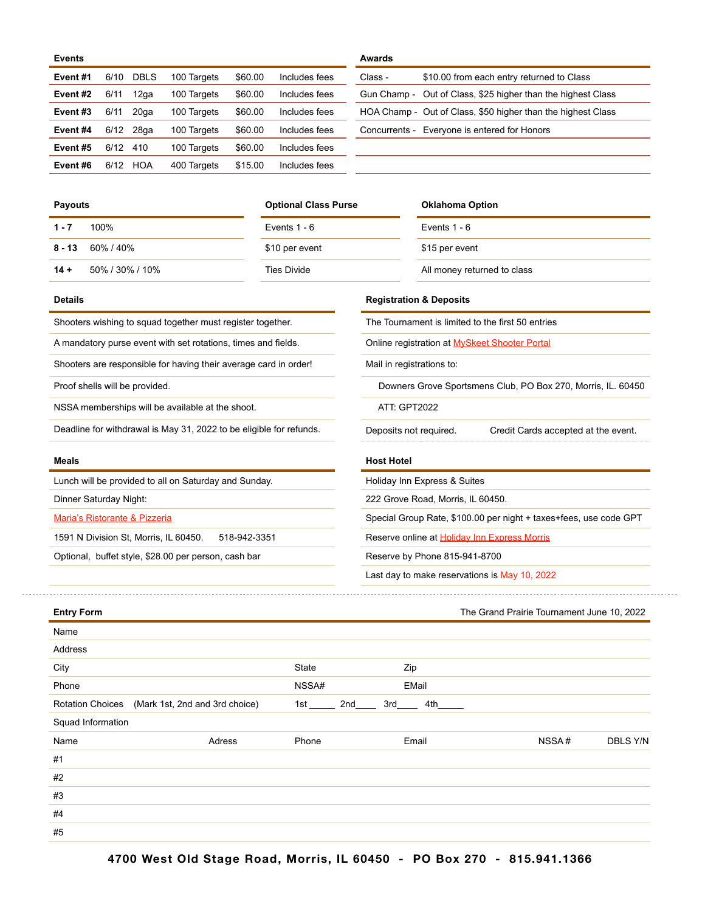## Events

| | | | | | |
|---|---|---|---|---|---|
| **Event #1** | 6/10 | DBLS | 100 Targets | $60.00 | Includes fees |
| **Event #2** | 6/11 | 12ga | 100 Targets | $60.00 | Includes fees |
| **Event #3** | 6/11 | 20ga | 100 Targets | $60.00 | Includes fees |
| **Event #4** | 6/12 | 28ga | 100 Targets | $60.00 | Includes fees |
| **Event #5** | 6/12 | 410 | 100 Targets | $60.00 | Includes fees |
| **Event #6** | 6/12 | HOA | 400 Targets | $15.00 | Includes fees |

## Awards

| | |
|---|---|
| Class - | $10.00 from each entry returned to Class |
| Gun Champ - | Out of Class, $25 higher than the highest Class |
| HOA Champ - | Out of Class, $50 higher than the highest Class |
| Concurrents - | Everyone is entered for Honors |

## Payouts

| | |
|---|---|
| **1 - 7** | 100% |
| **8 - 13** | 60% / 40% |
| **14 +** | 50% / 30% / 10% |

## Optional Class Purse

Events 1 - 6

$10 per event

Ties Divide

## Oklahoma Option

Events 1 - 6

$15 per event

All money returned to class

## Details

Shooters wishing to squad together must register together.

A mandatory purse event with set rotations, times and fields.

Shooters are responsible for having their average card in order!

Proof shells will be provided.

NSSA memberships will be available at the shoot.

Deadline for withdrawal is May 31, 2022 to be eligible for refunds.

## Registration & Deposits

The Tournament is limited to the first 50 entries

Online registration at MySkeet Shooter Portal

Mail in registrations to:

Downers Grove Sportsmens Club, PO Box 270, Morris, IL. 60450

ATT: GPT2022

Deposits not required. Credit Cards accepted at the event.

## Meals

Lunch will be provided to all on Saturday and Sunday.

Dinner Saturday Night:

Maria's Ristorante & Pizzeria

1591 N Division St, Morris, IL 60450. 518-942-3351

Optional, buffet style, $28.00 per person, cash bar

## Host Hotel

Holiday Inn Express & Suites

222 Grove Road, Morris, IL 60450.

Special Group Rate, $100.00 per night + taxes+fees, use code GPT

Reserve online at Holiday Inn Express Morris

Reserve by Phone 815-941-8700

Last day to make reservations is May 10, 2022

---

## Entry Form

The Grand Prairie Tournament June 10, 2022

Name

Address

City State Zip

Phone NSSA# EMail

Rotation Choices (Mark 1st, 2nd and 3rd choice) 1st _____ 2nd____ 3rd____ 4th_____

Squad Information

| Name | Adress | Phone | Email | NSSA # | DBLS Y/N |
|---|---|---|---|---|---|
| #1 | | | | | |
| #2 | | | | | |
| #3 | | | | | |
| #4 | | | | | |
| #5 | | | | | |

**4700 West Old Stage Road, Morris, IL 60450 - PO Box 270 - 815.941.1366**